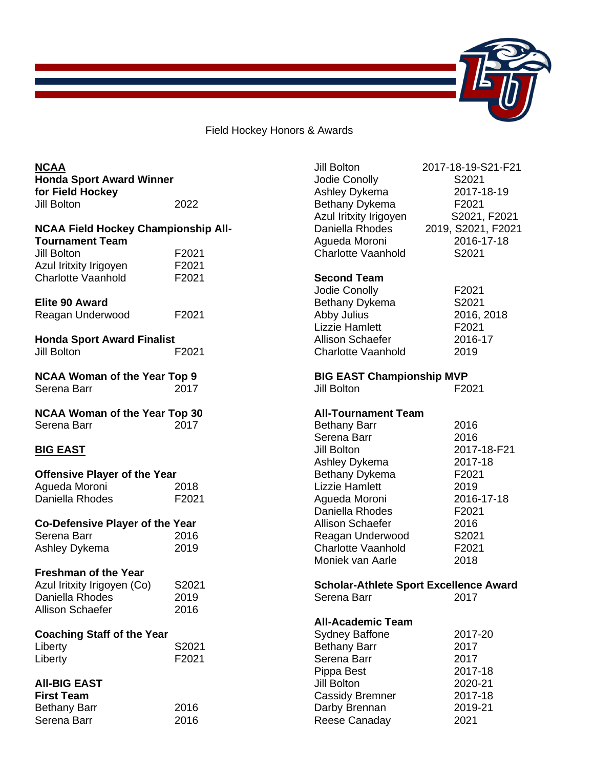# Field Hockey Honors & Awards

## NCAA

**Honda Sport Award Winner for Field Hockey**

| | |
|---|---|
| Jill Bolton | 2022 |

**NCAA Field Hockey Championship All-Tournament Team**

| | |
|---|---|
| Jill Bolton | F2021 |
| Azul Iritxity Irigoyen | F2021 |
| Charlotte Vaanhold | F2021 |

**Elite 90 Award**

| | |
|---|---|
| Reagan Underwood | F2021 |

**Honda Sport Award Finalist**

| | |
|---|---|
| Jill Bolton | F2021 |

**NCAA Woman of the Year Top 9**

| | |
|---|---|
| Serena Barr | 2017 |

**NCAA Woman of the Year Top 30**

| | |
|---|---|
| Serena Barr | 2017 |

## BIG EAST

**Offensive Player of the Year**

| | |
|---|---|
| Agueda Moroni | 2018 |
| Daniella Rhodes | F2021 |

**Co-Defensive Player of the Year**

| | |
|---|---|
| Serena Barr | 2016 |
| Ashley Dykema | 2019 |

**Freshman of the Year**

| | |
|---|---|
| Azul Iritxity Irigoyen (Co) | S2021 |
| Daniella Rhodes | 2019 |
| Allison Schaefer | 2016 |

**Coaching Staff of the Year**

| | |
|---|---|
| Liberty | S2021 |
| Liberty | F2021 |

**All-BIG EAST**

**First Team**

| | |
|---|---|
| Bethany Barr | 2016 |
| Serena Barr | 2016 |
| Jill Bolton | 2017-18-19-S21-F21 |
| Jodie Conolly | S2021 |
| Ashley Dykema | 2017-18-19 |
| Bethany Dykema | F2021 |
| Azul Iritxity Irigoyen | S2021, F2021 |
| Daniella Rhodes | 2019, S2021, F2021 |
| Agueda Moroni | 2016-17-18 |
| Charlotte Vaanhold | S2021 |

**Second Team**

| | |
|---|---|
| Jodie Conolly | F2021 |
| Bethany Dykema | S2021 |
| Abby Julius | 2016, 2018 |
| Lizzie Hamlett | F2021 |
| Allison Schaefer | 2016-17 |
| Charlotte Vaanhold | 2019 |

**BIG EAST Championship MVP**

| | |
|---|---|
| Jill Bolton | F2021 |

**All-Tournament Team**

| | |
|---|---|
| Bethany Barr | 2016 |
| Serena Barr | 2016 |
| Jill Bolton | 2017-18-F21 |
| Ashley Dykema | 2017-18 |
| Bethany Dykema | F2021 |
| Lizzie Hamlett | 2019 |
| Agueda Moroni | 2016-17-18 |
| Daniella Rhodes | F2021 |
| Allison Schaefer | 2016 |
| Reagan Underwood | S2021 |
| Charlotte Vaanhold | F2021 |
| Moniek van Aarle | 2018 |

**Scholar-Athlete Sport Excellence Award**

| | |
|---|---|
| Serena Barr | 2017 |

**All-Academic Team**

| | |
|---|---|
| Sydney Baffone | 2017-20 |
| Bethany Barr | 2017 |
| Serena Barr | 2017 |
| Pippa Best | 2017-18 |
| Jill Bolton | 2020-21 |
| Cassidy Bremner | 2017-18 |
| Darby Brennan | 2019-21 |
| Reese Canaday | 2021 |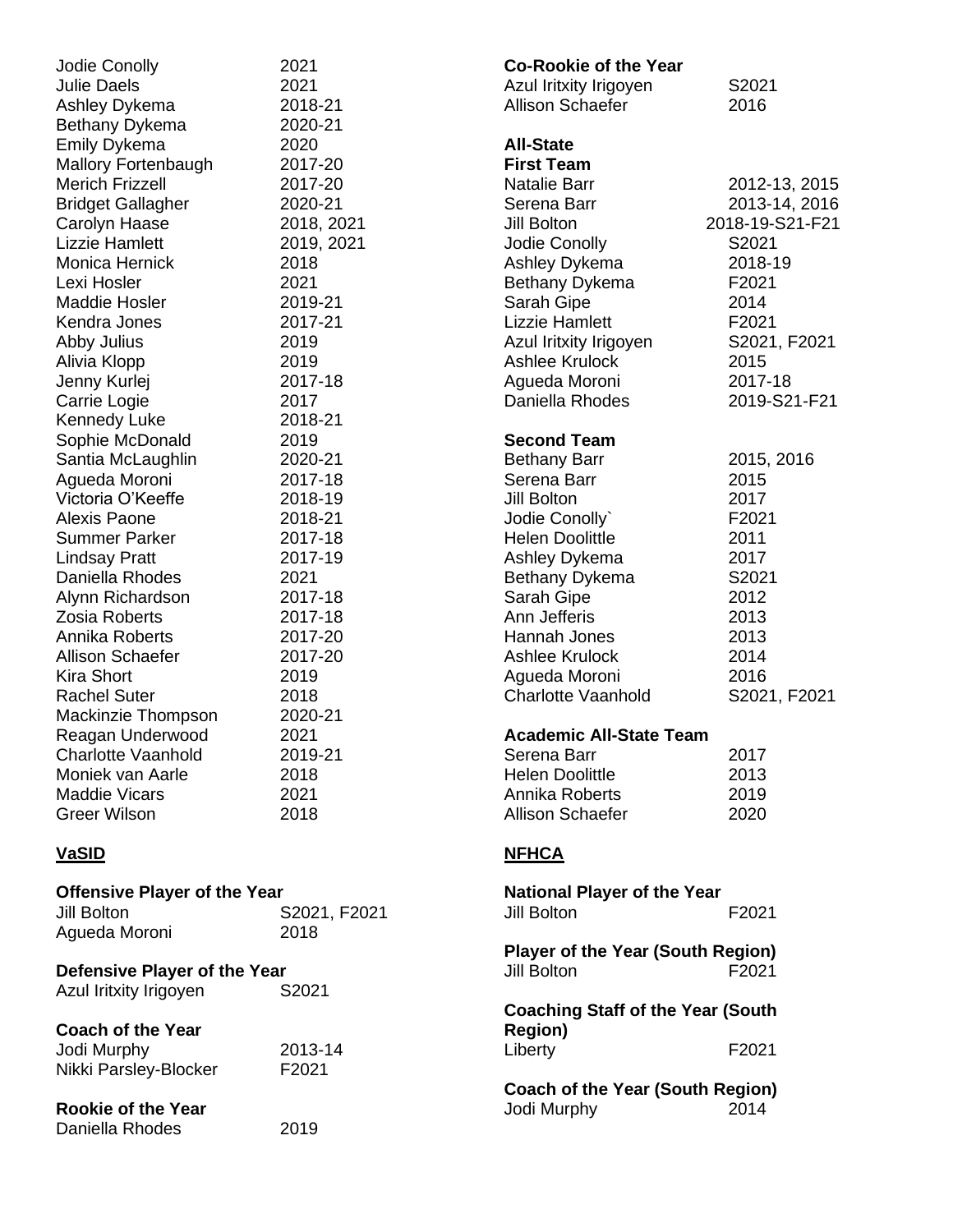| | |
|---|---|
| Jodie Conolly | 2021 |
| Julie Daels | 2021 |
| Ashley Dykema | 2018-21 |
| Bethany Dykema | 2020-21 |
| Emily Dykema | 2020 |
| Mallory Fortenbaugh | 2017-20 |
| Merich Frizzell | 2017-20 |
| Bridget Gallagher | 2020-21 |
| Carolyn Haase | 2018, 2021 |
| Lizzie Hamlett | 2019, 2021 |
| Monica Hernick | 2018 |
| Lexi Hosler | 2021 |
| Maddie Hosler | 2019-21 |
| Kendra Jones | 2017-21 |
| Abby Julius | 2019 |
| Alivia Klopp | 2019 |
| Jenny Kurlej | 2017-18 |
| Carrie Logie | 2017 |
| Kennedy Luke | 2018-21 |
| Sophie McDonald | 2019 |
| Santia McLaughlin | 2020-21 |
| Agueda Moroni | 2017-18 |
| Victoria O'Keeffe | 2018-19 |
| Alexis Paone | 2018-21 |
| Summer Parker | 2017-18 |
| Lindsay Pratt | 2017-19 |
| Daniella Rhodes | 2021 |
| Alynn Richardson | 2017-18 |
| Zosia Roberts | 2017-18 |
| Annika Roberts | 2017-20 |
| Allison Schaefer | 2017-20 |
| Kira Short | 2019 |
| Rachel Suter | 2018 |
| Mackinzie Thompson | 2020-21 |
| Reagan Underwood | 2021 |
| Charlotte Vaanhold | 2019-21 |
| Moniek van Aarle | 2018 |
| Maddie Vicars | 2021 |
| Greer Wilson | 2018 |

## VaSID

**Offensive Player of the Year**

| | |
|---|---|
| Jill Bolton | S2021, F2021 |
| Agueda Moroni | 2018 |

**Defensive Player of the Year**

| | |
|---|---|
| Azul Iritxity Irigoyen | S2021 |

**Coach of the Year**

| | |
|---|---|
| Jodi Murphy | 2013-14 |
| Nikki Parsley-Blocker | F2021 |

**Rookie of the Year**

| | |
|---|---|
| Daniella Rhodes | 2019 |

**Co-Rookie of the Year**

| | |
|---|---|
| Azul Iritxity Irigoyen | S2021 |
| Allison Schaefer | 2016 |

**All-State**

**First Team**

| | |
|---|---|
| Natalie Barr | 2012-13, 2015 |
| Serena Barr | 2013-14, 2016 |
| Jill Bolton | 2018-19-S21-F21 |
| Jodie Conolly | S2021 |
| Ashley Dykema | 2018-19 |
| Bethany Dykema | F2021 |
| Sarah Gipe | 2014 |
| Lizzie Hamlett | F2021 |
| Azul Iritxity Irigoyen | S2021, F2021 |
| Ashlee Krulock | 2015 |
| Agueda Moroni | 2017-18 |
| Daniella Rhodes | 2019-S21-F21 |

**Second Team**

| | |
|---|---|
| Bethany Barr | 2015, 2016 |
| Serena Barr | 2015 |
| Jill Bolton | 2017 |
| Jodie Conolly` | F2021 |
| Helen Doolittle | 2011 |
| Ashley Dykema | 2017 |
| Bethany Dykema | S2021 |
| Sarah Gipe | 2012 |
| Ann Jefferis | 2013 |
| Hannah Jones | 2013 |
| Ashlee Krulock | 2014 |
| Agueda Moroni | 2016 |
| Charlotte Vaanhold | S2021, F2021 |

**Academic All-State Team**

| | |
|---|---|
| Serena Barr | 2017 |
| Helen Doolittle | 2013 |
| Annika Roberts | 2019 |
| Allison Schaefer | 2020 |

## NFHCA

**National Player of the Year**

| | |
|---|---|
| Jill Bolton | F2021 |

**Player of the Year (South Region)**

| | |
|---|---|
| Jill Bolton | F2021 |

**Coaching Staff of the Year (South Region)**

| | |
|---|---|
| Liberty | F2021 |

**Coach of the Year (South Region)**

| | |
|---|---|
| Jodi Murphy | 2014 |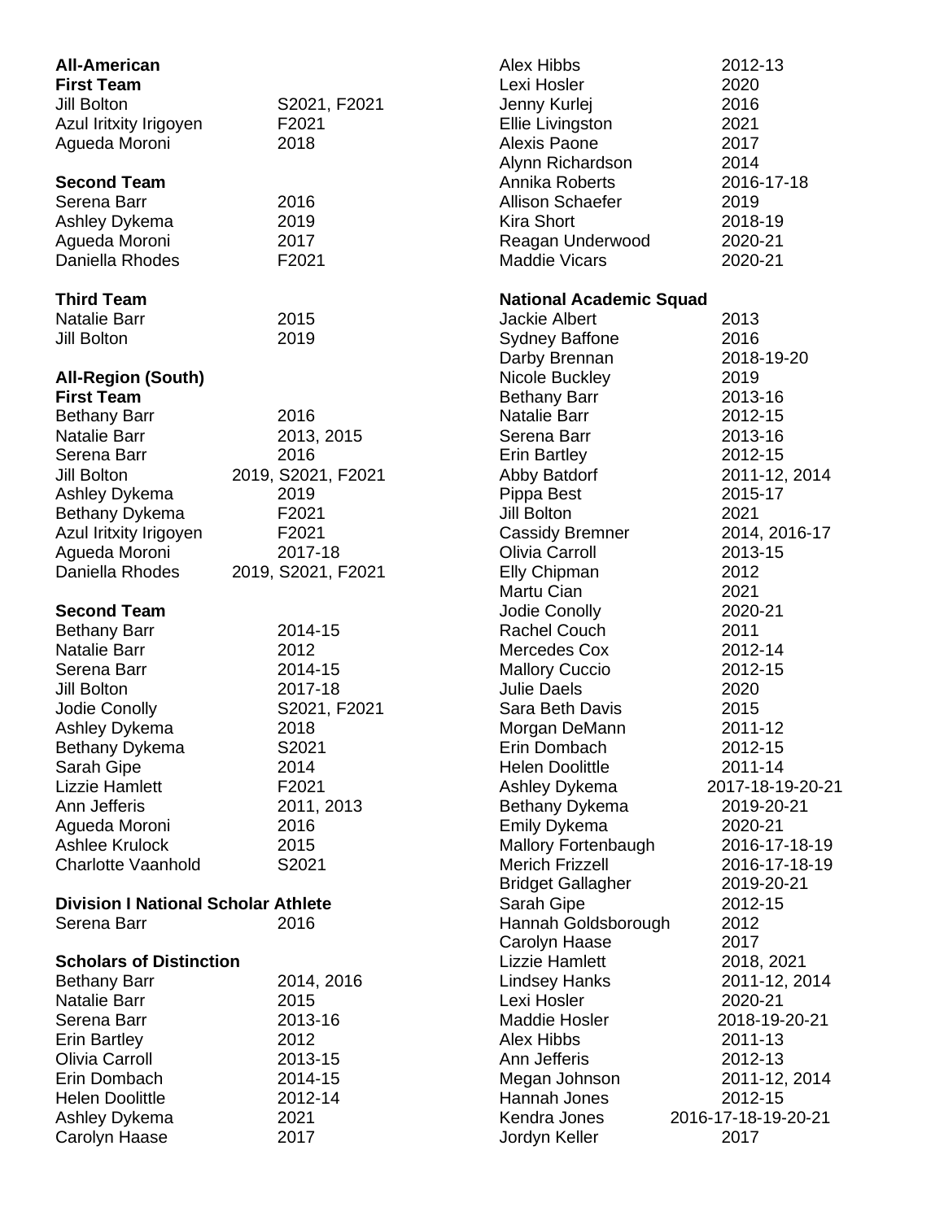## All-American

### First Team

| | |
|---|---|
| Jill Bolton | S2021, F2021 |
| Azul Iritxity Irigoyen | F2021 |
| Agueda Moroni | 2018 |

### Second Team

| | |
|---|---|
| Serena Barr | 2016 |
| Ashley Dykema | 2019 |
| Agueda Moroni | 2017 |
| Daniella Rhodes | F2021 |

### Third Team

| | |
|---|---|
| Natalie Barr | 2015 |
| Jill Bolton | 2019 |

## All-Region (South)

### First Team

| | |
|---|---|
| Bethany Barr | 2016 |
| Natalie Barr | 2013, 2015 |
| Serena Barr | 2016 |
| Jill Bolton | 2019, S2021, F2021 |
| Ashley Dykema | 2019 |
| Bethany Dykema | F2021 |
| Azul Iritxity Irigoyen | F2021 |
| Agueda Moroni | 2017-18 |
| Daniella Rhodes | 2019, S2021, F2021 |

### Second Team

| | |
|---|---|
| Bethany Barr | 2014-15 |
| Natalie Barr | 2012 |
| Serena Barr | 2014-15 |
| Jill Bolton | 2017-18 |
| Jodie Conolly | S2021, F2021 |
| Ashley Dykema | 2018 |
| Bethany Dykema | S2021 |
| Sarah Gipe | 2014 |
| Lizzie Hamlett | F2021 |
| Ann Jefferis | 2011, 2013 |
| Agueda Moroni | 2016 |
| Ashlee Krulock | 2015 |
| Charlotte Vaanhold | S2021 |

## Division I National Scholar Athlete

| | |
|---|---|
| Serena Barr | 2016 |

## Scholars of Distinction

| | |
|---|---|
| Bethany Barr | 2014, 2016 |
| Natalie Barr | 2015 |
| Serena Barr | 2013-16 |
| Erin Bartley | 2012 |
| Olivia Carroll | 2013-15 |
| Erin Dombach | 2014-15 |
| Helen Doolittle | 2012-14 |
| Ashley Dykema | 2021 |
| Carolyn Haase | 2017 |
| Alex Hibbs | 2012-13 |
| Lexi Hosler | 2020 |
| Jenny Kurlej | 2016 |
| Ellie Livingston | 2021 |
| Alexis Paone | 2017 |
| Alynn Richardson | 2014 |
| Annika Roberts | 2016-17-18 |
| Allison Schaefer | 2019 |
| Kira Short | 2018-19 |
| Reagan Underwood | 2020-21 |
| Maddie Vicars | 2020-21 |

## National Academic Squad

| | |
|---|---|
| Jackie Albert | 2013 |
| Sydney Baffone | 2016 |
| Darby Brennan | 2018-19-20 |
| Nicole Buckley | 2019 |
| Bethany Barr | 2013-16 |
| Natalie Barr | 2012-15 |
| Serena Barr | 2013-16 |
| Erin Bartley | 2012-15 |
| Abby Batdorf | 2011-12, 2014 |
| Pippa Best | 2015-17 |
| Jill Bolton | 2021 |
| Cassidy Bremner | 2014, 2016-17 |
| Olivia Carroll | 2013-15 |
| Elly Chipman | 2012 |
| Martu Cian | 2021 |
| Jodie Conolly | 2020-21 |
| Rachel Couch | 2011 |
| Mercedes Cox | 2012-14 |
| Mallory Cuccio | 2012-15 |
| Julie Daels | 2020 |
| Sara Beth Davis | 2015 |
| Morgan DeMann | 2011-12 |
| Erin Dombach | 2012-15 |
| Helen Doolittle | 2011-14 |
| Ashley Dykema | 2017-18-19-20-21 |
| Bethany Dykema | 2019-20-21 |
| Emily Dykema | 2020-21 |
| Mallory Fortenbaugh | 2016-17-18-19 |
| Merich Frizzell | 2016-17-18-19 |
| Bridget Gallagher | 2019-20-21 |
| Sarah Gipe | 2012-15 |
| Hannah Goldsborough | 2012 |
| Carolyn Haase | 2017 |
| Lizzie Hamlett | 2018, 2021 |
| Lindsey Hanks | 2011-12, 2014 |
| Lexi Hosler | 2020-21 |
| Maddie Hosler | 2018-19-20-21 |
| Alex Hibbs | 2011-13 |
| Ann Jefferis | 2012-13 |
| Megan Johnson | 2011-12, 2014 |
| Hannah Jones | 2012-15 |
| Kendra Jones | 2016-17-18-19-20-21 |
| Jordyn Keller | 2017 |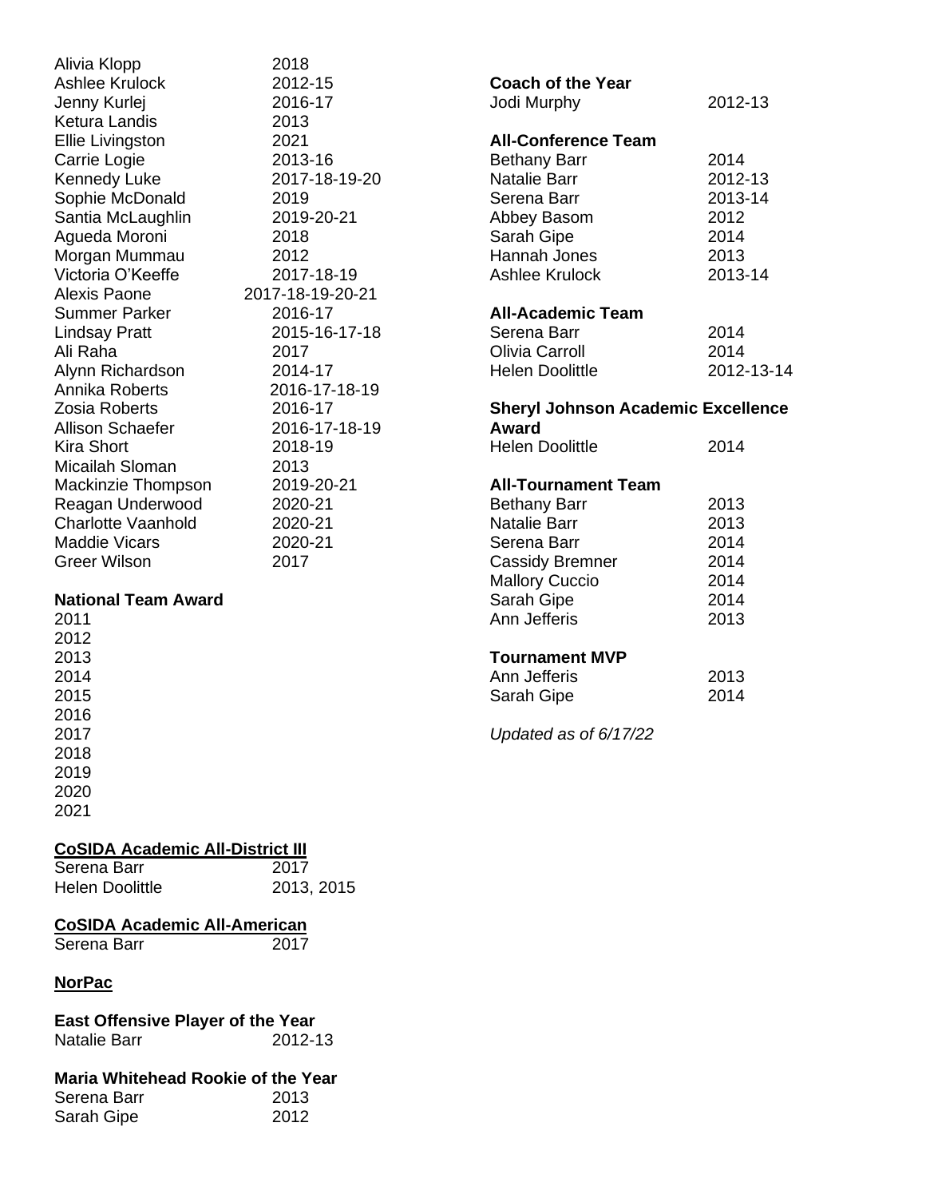| | |
|---|---|
| Alivia Klopp | 2018 |
| Ashlee Krulock | 2012-15 |
| Jenny Kurlej | 2016-17 |
| Ketura Landis | 2013 |
| Ellie Livingston | 2021 |
| Carrie Logie | 2013-16 |
| Kennedy Luke | 2017-18-19-20 |
| Sophie McDonald | 2019 |
| Santia McLaughlin | 2019-20-21 |
| Agueda Moroni | 2018 |
| Morgan Mummau | 2012 |
| Victoria O'Keeffe | 2017-18-19 |
| Alexis Paone | 2017-18-19-20-21 |
| Summer Parker | 2016-17 |
| Lindsay Pratt | 2015-16-17-18 |
| Ali Raha | 2017 |
| Alynn Richardson | 2014-17 |
| Annika Roberts | 2016-17-18-19 |
| Zosia Roberts | 2016-17 |
| Allison Schaefer | 2016-17-18-19 |
| Kira Short | 2018-19 |
| Micailah Sloman | 2013 |
| Mackinzie Thompson | 2019-20-21 |
| Reagan Underwood | 2020-21 |
| Charlotte Vaanhold | 2020-21 |
| Maddie Vicars | 2020-21 |
| Greer Wilson | 2017 |

**National Team Award**

2011
2012
2013
2014
2015
2016
2017
2018
2019
2020
2021

**CoSIDA Academic All-District III**

| | |
|---|---|
| Serena Barr | 2017 |
| Helen Doolittle | 2013, 2015 |

**CoSIDA Academic All-American**

| | |
|---|---|
| Serena Barr | 2017 |

**NorPac**

**East Offensive Player of the Year**

| | |
|---|---|
| Natalie Barr | 2012-13 |

**Maria Whitehead Rookie of the Year**

| | |
|---|---|
| Serena Barr | 2013 |
| Sarah Gipe | 2012 |

**Coach of the Year**

| | |
|---|---|
| Jodi Murphy | 2012-13 |

**All-Conference Team**

| | |
|---|---|
| Bethany Barr | 2014 |
| Natalie Barr | 2012-13 |
| Serena Barr | 2013-14 |
| Abbey Basom | 2012 |
| Sarah Gipe | 2014 |
| Hannah Jones | 2013 |
| Ashlee Krulock | 2013-14 |

**All-Academic Team**

| | |
|---|---|
| Serena Barr | 2014 |
| Olivia Carroll | 2014 |
| Helen Doolittle | 2012-13-14 |

**Sheryl Johnson Academic Excellence Award**

| | |
|---|---|
| Helen Doolittle | 2014 |

**All-Tournament Team**

| | |
|---|---|
| Bethany Barr | 2013 |
| Natalie Barr | 2013 |
| Serena Barr | 2014 |
| Cassidy Bremner | 2014 |
| Mallory Cuccio | 2014 |
| Sarah Gipe | 2014 |
| Ann Jefferis | 2013 |

**Tournament MVP**

| | |
|---|---|
| Ann Jefferis | 2013 |
| Sarah Gipe | 2014 |

*Updated as of 6/17/22*